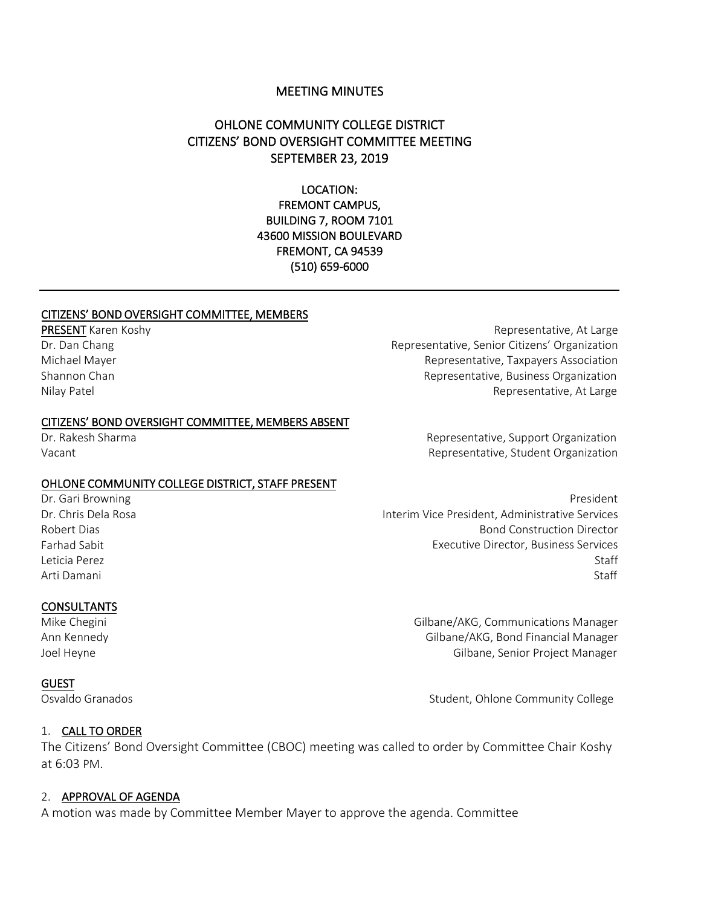# MEETING MINUTES

## OHLONE COMMUNITY COLLEGE DISTRICT
## CITIZENS' BOND OVERSIGHT COMMITTEE MEETING
## SEPTEMBER 23, 2019

LOCATION:
FREMONT CAMPUS,
BUILDING 7, ROOM 7101
43600 MISSION BOULEVARD
FREMONT, CA 94539
(510) 659-6000

---

### CITIZENS' BOND OVERSIGHT COMMITTEE, MEMBERS

**PRESENT**

| Name | Role |
|---|---|
| Karen Koshy | Representative, At Large |
| Dr. Dan Chang | Representative, Senior Citizens' Organization |
| Michael Mayer | Representative, Taxpayers Association |
| Shannon Chan | Representative, Business Organization |
| Nilay Patel | Representative, At Large |

### CITIZENS' BOND OVERSIGHT COMMITTEE, MEMBERS ABSENT

| Name | Role |
|---|---|
| Dr. Rakesh Sharma | Representative, Support Organization |
| Vacant | Representative, Student Organization |

### OHLONE COMMUNITY COLLEGE DISTRICT, STAFF PRESENT

| Name | Role |
|---|---|
| Dr. Gari Browning | President |
| Dr. Chris Dela Rosa | Interim Vice President, Administrative Services |
| Robert Dias | Bond Construction Director |
| Farhad Sabit | Executive Director, Business Services |
| Leticia Perez | Staff |
| Arti Damani | Staff |

### CONSULTANTS

| Name | Role |
|---|---|
| Mike Chegini | Gilbane/AKG, Communications Manager |
| Ann Kennedy | Gilbane/AKG, Bond Financial Manager |
| Joel Heyne | Gilbane, Senior Project Manager |

### GUEST

| Name | Role |
|---|---|
| Osvaldo Granados | Student, Ohlone Community College |

### 1. CALL TO ORDER

The Citizens' Bond Oversight Committee (CBOC) meeting was called to order by Committee Chair Koshy at 6:03 PM.

### 2. APPROVAL OF AGENDA

A motion was made by Committee Member Mayer to approve the agenda. Committee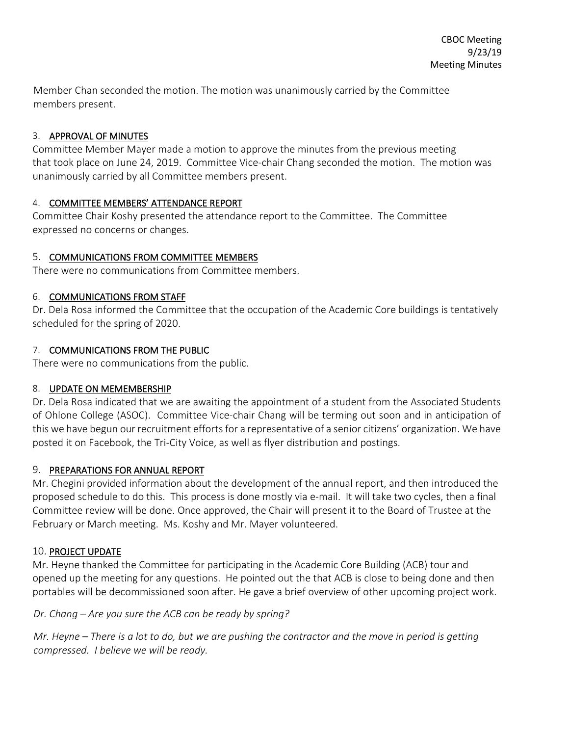Member Chan seconded the motion. The motion was unanimously carried by the Committee members present.

## 3. APPROVAL OF MINUTES

Committee Member Mayer made a motion to approve the minutes from the previous meeting that took place on June 24, 2019. Committee Vice-chair Chang seconded the motion. The motion was unanimously carried by all Committee members present.

## 4. COMMITTEE MEMBERS' ATTENDANCE REPORT

Committee Chair Koshy presented the attendance report to the Committee. The Committee expressed no concerns or changes.

## 5. COMMUNICATIONS FROM COMMITTEE MEMBERS

There were no communications from Committee members.

## 6. COMMUNICATIONS FROM STAFF

Dr. Dela Rosa informed the Committee that the occupation of the Academic Core buildings is tentatively scheduled for the spring of 2020.

## 7. COMMUNICATIONS FROM THE PUBLIC

There were no communications from the public.

## 8. UPDATE ON MEMEMBERSHIP

Dr. Dela Rosa indicated that we are awaiting the appointment of a student from the Associated Students of Ohlone College (ASOC). Committee Vice-chair Chang will be terming out soon and in anticipation of this we have begun our recruitment efforts for a representative of a senior citizens' organization. We have posted it on Facebook, the Tri-City Voice, as well as flyer distribution and postings.

## 9. PREPARATIONS FOR ANNUAL REPORT

Mr. Chegini provided information about the development of the annual report, and then introduced the proposed schedule to do this. This process is done mostly via e-mail. It will take two cycles, then a final Committee review will be done. Once approved, the Chair will present it to the Board of Trustee at the February or March meeting. Ms. Koshy and Mr. Mayer volunteered.

## 10. PROJECT UPDATE

Mr. Heyne thanked the Committee for participating in the Academic Core Building (ACB) tour and opened up the meeting for any questions. He pointed out the that ACB is close to being done and then portables will be decommissioned soon after. He gave a brief overview of other upcoming project work.

*Dr. Chang – Are you sure the ACB can be ready by spring?*

*Mr. Heyne – There is a lot to do, but we are pushing the contractor and the move in period is getting compressed. I believe we will be ready.*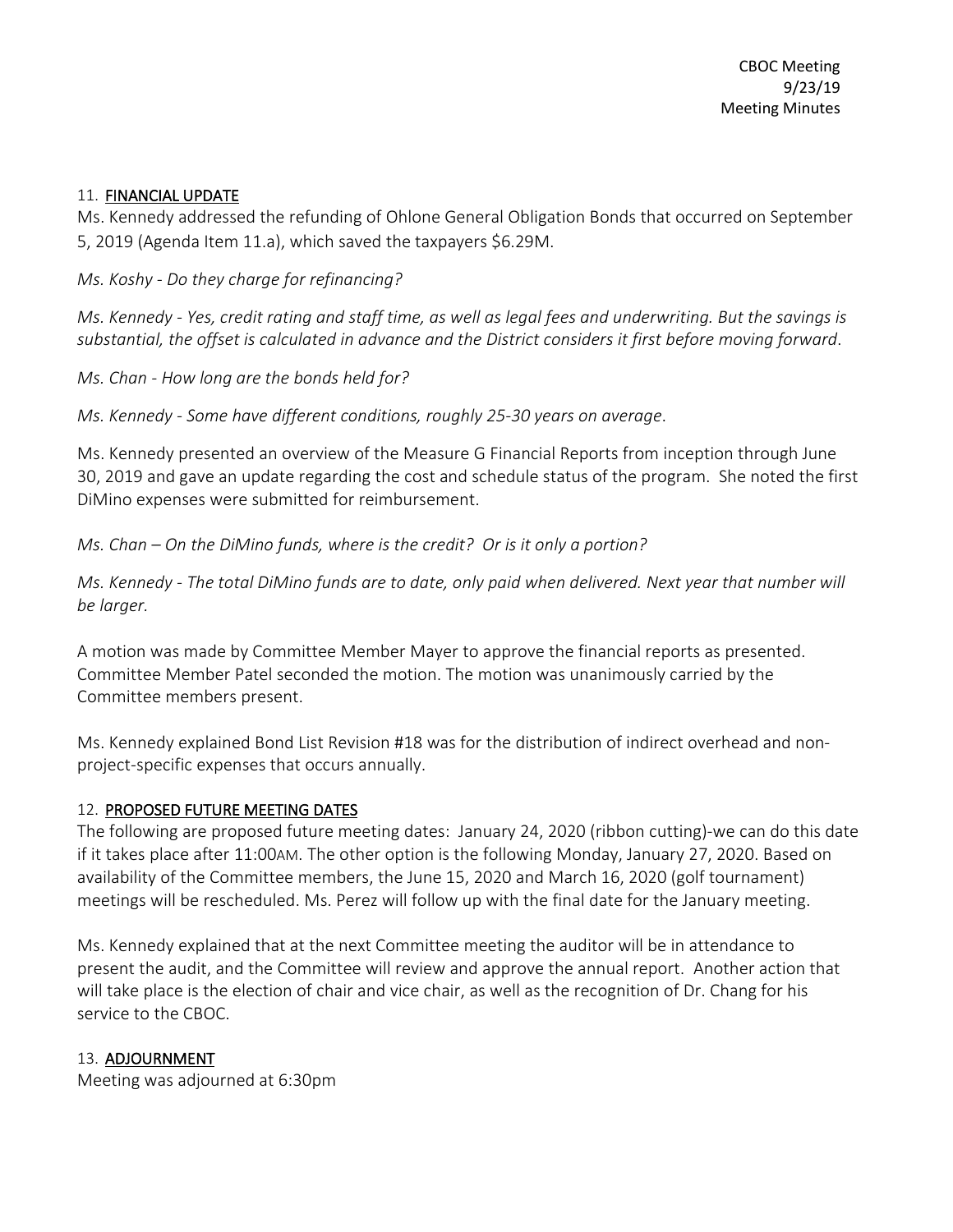#### 11. FINANCIAL UPDATE

Ms. Kennedy addressed the refunding of Ohlone General Obligation Bonds that occurred on September 5, 2019 (Agenda Item 11.a), which saved the taxpayers $6.29M.

*Ms. Koshy - Do they charge for refinancing?*

*Ms. Kennedy - Yes, credit rating and staff time, as well as legal fees and underwriting. But the savings is substantial, the offset is calculated in advance and the District considers it first before moving forward.*

*Ms. Chan - How long are the bonds held for?*

*Ms. Kennedy - Some have different conditions, roughly 25-30 years on average.*

Ms. Kennedy presented an overview of the Measure G Financial Reports from inception through June 30, 2019 and gave an update regarding the cost and schedule status of the program. She noted the first DiMino expenses were submitted for reimbursement.

*Ms. Chan – On the DiMino funds, where is the credit? Or is it only a portion?*

*Ms. Kennedy - The total DiMino funds are to date, only paid when delivered. Next year that number will be larger.*

A motion was made by Committee Member Mayer to approve the financial reports as presented. Committee Member Patel seconded the motion. The motion was unanimously carried by the Committee members present.

Ms. Kennedy explained Bond List Revision #18 was for the distribution of indirect overhead and non-project-specific expenses that occurs annually.

#### 12. PROPOSED FUTURE MEETING DATES

The following are proposed future meeting dates: January 24, 2020 (ribbon cutting)-we can do this date if it takes place after 11:00AM. The other option is the following Monday, January 27, 2020. Based on availability of the Committee members, the June 15, 2020 and March 16, 2020 (golf tournament) meetings will be rescheduled. Ms. Perez will follow up with the final date for the January meeting.

Ms. Kennedy explained that at the next Committee meeting the auditor will be in attendance to present the audit, and the Committee will review and approve the annual report. Another action that will take place is the election of chair and vice chair, as well as the recognition of Dr. Chang for his service to the CBOC.

#### 13. ADJOURNMENT

Meeting was adjourned at 6:30pm